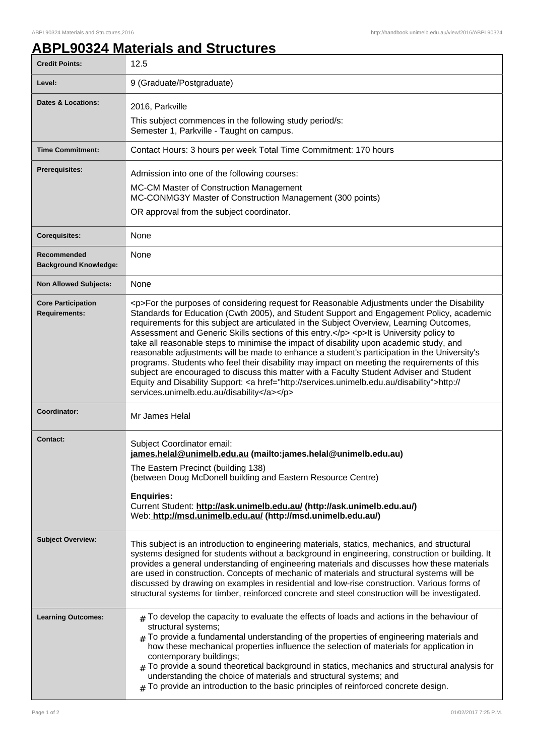# ABPL90324 Materials and Structures

| | |
|---|---|
| **Credit Points:** | 12.5 |
| **Level:** | 9 (Graduate/Postgraduate) |
| **Dates & Locations:** | 2016, Parkville<br>This subject commences in the following study period/s:<br>Semester 1, Parkville - Taught on campus. |
| **Time Commitment:** | Contact Hours: 3 hours per week Total Time Commitment: 170 hours |
| **Prerequisites:** | Admission into one of the following courses:<br>MC-CM Master of Construction Management<br>MC-CONMG3Y Master of Construction Management (300 points)<br>OR approval from the subject coordinator. |
| **Corequisites:** | None |
| **Recommended Background Knowledge:** | None |
| **Non Allowed Subjects:** | None |
| **Core Participation Requirements:** | <p>For the purposes of considering request for Reasonable Adjustments under the Disability Standards for Education (Cwth 2005), and Student Support and Engagement Policy, academic requirements for this subject are articulated in the Subject Overview, Learning Outcomes, Assessment and Generic Skills sections of this entry.</p> <p>It is University policy to take all reasonable steps to minimise the impact of disability upon academic study, and reasonable adjustments will be made to enhance a student's participation in the University's programs. Students who feel their disability may impact on meeting the requirements of this subject are encouraged to discuss this matter with a Faculty Student Adviser and Student Equity and Disability Support: <a href="http://services.unimelb.edu.au/disability">http://services.unimelb.edu.au/disability</a></p> |
| **Coordinator:** | Mr James Helal |
| **Contact:** | Subject Coordinator email:<br>**james.helal@unimelb.edu.au (mailto:james.helal@unimelb.edu.au)**<br>The Eastern Precinct (building 138)<br>(between Doug McDonell building and Eastern Resource Centre)<br>**Enquiries:**<br>Current Student: **http://ask.unimelb.edu.au/ (http://ask.unimelb.edu.au/)**<br>Web: **http://msd.unimelb.edu.au/ (http://msd.unimelb.edu.au/)** |
| **Subject Overview:** | This subject is an introduction to engineering materials, statics, mechanics, and structural systems designed for students without a background in engineering, construction or building. It provides a general understanding of engineering materials and discusses how these materials are used in construction. Concepts of mechanic of materials and structural systems will be discussed by drawing on examples in residential and low-rise construction. Various forms of structural systems for timber, reinforced concrete and steel construction will be investigated. |
| **Learning Outcomes:** | # To develop the capacity to evaluate the effects of loads and actions in the behaviour of structural systems;<br># To provide a fundamental understanding of the properties of engineering materials and how these mechanical properties influence the selection of materials for application in contemporary buildings;<br># To provide a sound theoretical background in statics, mechanics and structural analysis for understanding the choice of materials and structural systems; and<br># To provide an introduction to the basic principles of reinforced concrete design. |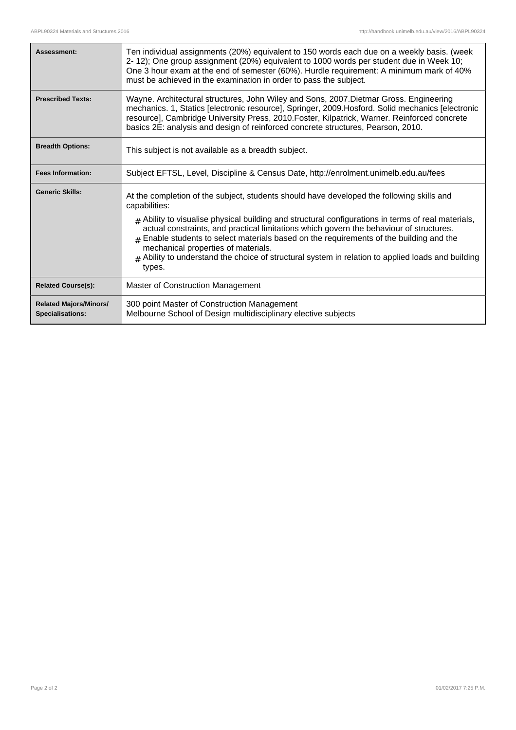| | |
|---|---|
| **Assessment:** | Ten individual assignments (20%) equivalent to 150 words each due on a weekly basis. (week 2- 12); One group assignment (20%) equivalent to 1000 words per student due in Week 10; One 3 hour exam at the end of semester (60%). Hurdle requirement: A minimum mark of 40% must be achieved in the examination in order to pass the subject. |
| **Prescribed Texts:** | Wayne. Architectural structures, John Wiley and Sons, 2007.Dietmar Gross. Engineering mechanics. 1, Statics [electronic resource], Springer, 2009.Hosford. Solid mechanics [electronic resource], Cambridge University Press, 2010.Foster, Kilpatrick, Warner. Reinforced concrete basics 2E: analysis and design of reinforced concrete structures, Pearson, 2010. |
| **Breadth Options:** | This subject is not available as a breadth subject. |
| **Fees Information:** | Subject EFTSL, Level, Discipline & Census Date, http://enrolment.unimelb.edu.au/fees |
| **Generic Skills:** | At the completion of the subject, students should have developed the following skills and capabilities: <br> # Ability to visualise physical building and structural configurations in terms of real materials, actual constraints, and practical limitations which govern the behaviour of structures. <br> # Enable students to select materials based on the requirements of the building and the mechanical properties of materials. <br> # Ability to understand the choice of structural system in relation to applied loads and building types. |
| **Related Course(s):** | Master of Construction Management |
| **Related Majors/Minors/ Specialisations:** | 300 point Master of Construction Management <br> Melbourne School of Design multidisciplinary elective subjects |